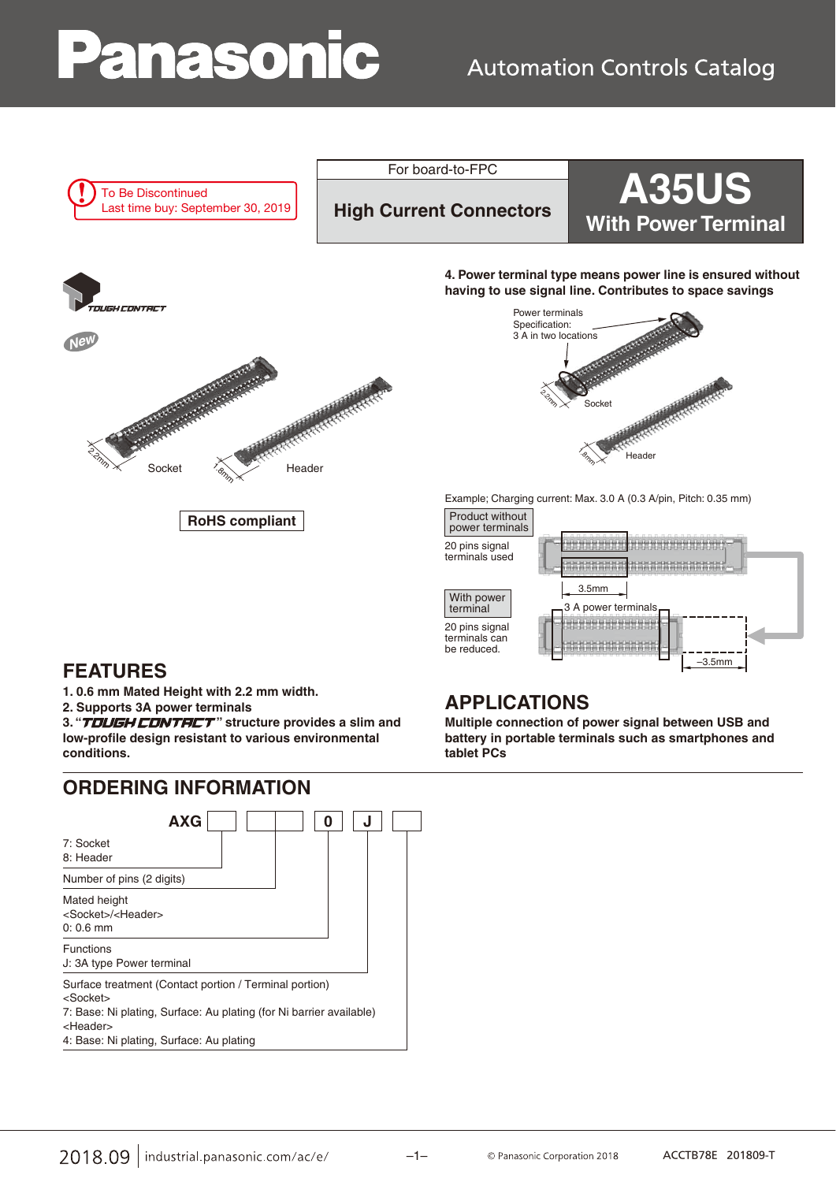Panasonic

Automation Controls Catalog

To Be Discontinued
Last time buy: September 30, 2019

For board-to-FPC

**High Current Connectors**

# A35US With Power Terminal

TOUGH CONTACT

New

Socket Header

**RoHS compliant**

**4. Power terminal type means power line is ensured without having to use signal line. Contributes to space savings**

Power terminals Specification: 3 A in two locations

Example; Charging current: Max. 3.0 A (0.3 A/pin, Pitch: 0.35 mm)

Product without power terminals — 20 pins signal terminals used

With power terminal — 20 pins signal terminals can be reduced.

3 A power terminals

## FEATURES

**1. 0.6 mm Mated Height with 2.2 mm width.**
**2. Supports 3A power terminals**
**3. "TOUGH CONTACT" structure provides a slim and low-profile design resistant to various environmental conditions.**

## APPLICATIONS

**Multiple connection of power signal between USB and battery in portable terminals such as smartphones and tablet PCs**

## ORDERING INFORMATION

AXG [ ] [ ][ ] 0 J [ ]

- 7: Socket
  8: Header
- Number of pins (2 digits)
- Mated height
  <Socket>/<Header>
  0: 0.6 mm
- Functions
  J: 3A type Power terminal
- Surface treatment (Contact portion / Terminal portion)
  <Socket>
  7: Base: Ni plating, Surface: Au plating (for Ni barrier available)
  <Header>
  4: Base: Ni plating, Surface: Au plating

2018.09 industrial.panasonic.com/ac/e/ © Panasonic Corporation 2018 ACCTB78E 201809-T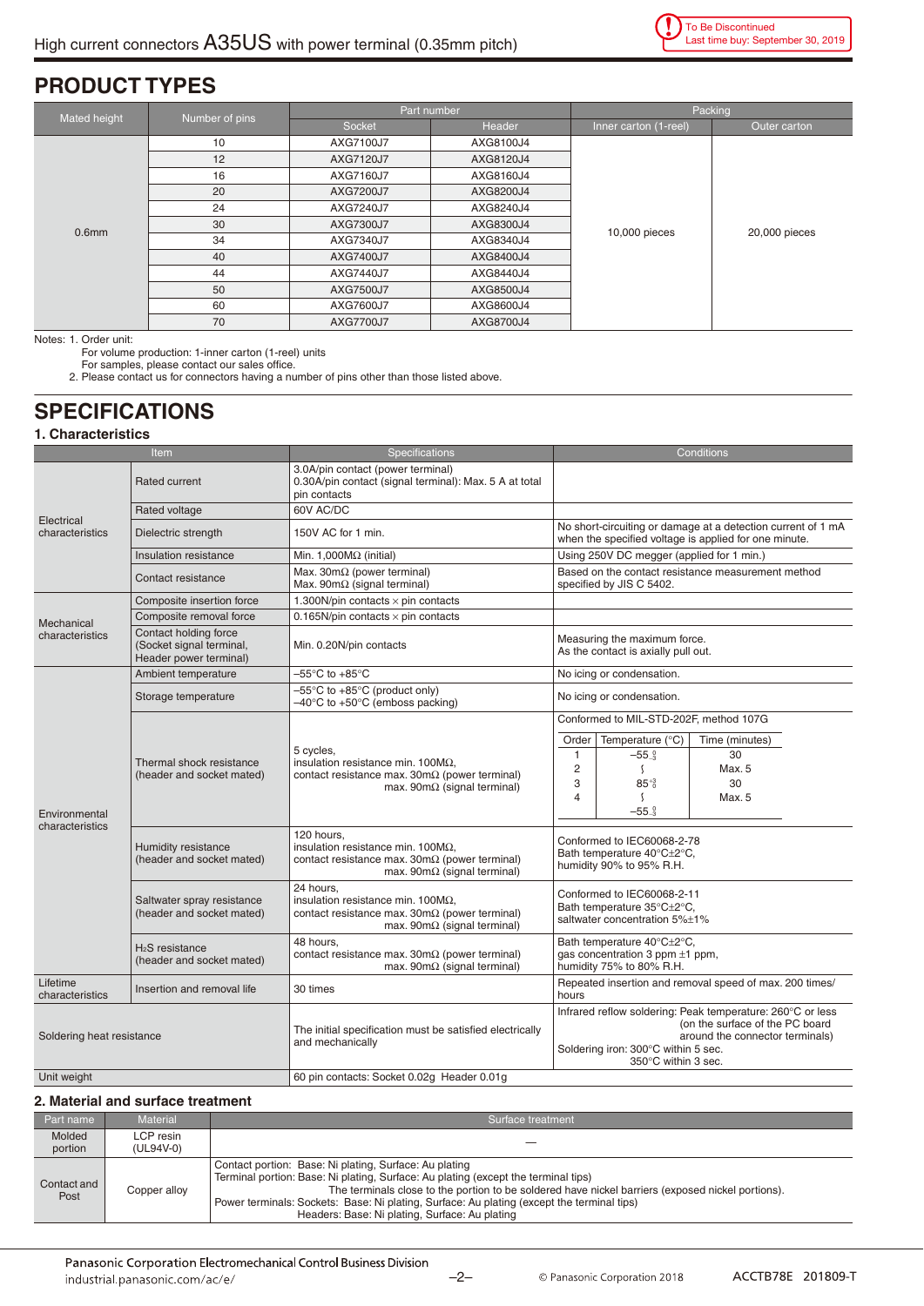High current connectors A35US with power terminal (0.35mm pitch)

To Be Discontinued
Last time buy: September 30, 2019

# PRODUCT TYPES

| Mated height | Number of pins | Part number | | Packing | |
|---|---|---|---|---|---|
| | | Socket | Header | Inner carton (1-reel) | Outer carton |
| 0.6mm | 10 | AXG7100J7 | AXG8100J4 | 10,000 pieces | 20,000 pieces |
| | 12 | AXG7120J7 | AXG8120J4 | | |
| | 16 | AXG7160J7 | AXG8160J4 | | |
| | 20 | AXG7200J7 | AXG8200J4 | | |
| | 24 | AXG7240J7 | AXG8240J4 | | |
| | 30 | AXG7300J7 | AXG8300J4 | | |
| | 34 | AXG7340J7 | AXG8340J4 | | |
| | 40 | AXG7400J7 | AXG8400J4 | | |
| | 44 | AXG7440J7 | AXG8440J4 | | |
| | 50 | AXG7500J7 | AXG8500J4 | | |
| | 60 | AXG7600J7 | AXG8600J4 | | |
| | 70 | AXG7700J7 | AXG8700J4 | | |

Notes: 1. Order unit:
For volume production: 1-inner carton (1-reel) units
For samples, please contact our sales office.
2. Please contact us for connectors having a number of pins other than those listed above.

# SPECIFICATIONS

## 1. Characteristics

| Item | | Specifications | Conditions |
|---|---|---|---|
| Electrical characteristics | Rated current | 3.0A/pin contact (power terminal) 0.30A/pin contact (signal terminal): Max. 5 A at total pin contacts | |
| | Rated voltage | 60V AC/DC | |
| | Dielectric strength | 150V AC for 1 min. | No short-circuiting or damage at a detection current of 1 mA when the specified voltage is applied for one minute. |
| | Insulation resistance | Min. 1,000MΩ (initial) | Using 250V DC megger (applied for 1 min.) |
| | Contact resistance | Max. 30mΩ (power terminal) Max. 90mΩ (signal terminal) | Based on the contact resistance measurement method specified by JIS C 5402. |
| Mechanical characteristics | Composite insertion force | 1.300N/pin contacts × pin contacts | |
| | Composite removal force | 0.165N/pin contacts × pin contacts | |
| | Contact holding force (Socket signal terminal, Header power terminal) | Min. 0.20N/pin contacts | Measuring the maximum force. As the contact is axially pull out. |
| Environmental characteristics | Ambient temperature | −55°C to +85°C | No icing or condensation. |
| | Storage temperature | −55°C to +85°C (product only) −40°C to +50°C (emboss packing) | No icing or condensation. |
| | Thermal shock resistance (header and socket mated) | 5 cycles, insulation resistance min. 100MΩ, contact resistance max. 30mΩ (power terminal) max. 90mΩ (signal terminal) | Conformed to MIL-STD-202F, method 107G<br>Order 1: Temperature $-55^{\,0}_{-3}$ °C, Time 30 minutes<br>Order 2: Temperature ∫, Time Max. 5 minutes<br>Order 3: Temperature $85^{+3}_{\,0}$ °C, Time 30 minutes<br>Order 4: Temperature ∫, Time Max. 5 minutes<br>$-55^{\,0}_{-3}$ |
| | Humidity resistance (header and socket mated) | 120 hours, insulation resistance min. 100MΩ, contact resistance max. 30mΩ (power terminal) max. 90mΩ (signal terminal) | Conformed to IEC60068-2-78 Bath temperature 40°C±2°C, humidity 90% to 95% R.H. |
| | Saltwater spray resistance (header and socket mated) | 24 hours, insulation resistance min. 100MΩ, contact resistance max. 30mΩ (power terminal) max. 90mΩ (signal terminal) | Conformed to IEC60068-2-11 Bath temperature 35°C±2°C, saltwater concentration 5%±1% |
| | $H_2S$ resistance (header and socket mated) | 48 hours, contact resistance max. 30mΩ (power terminal) max. 90mΩ (signal terminal) | Bath temperature 40°C±2°C, gas concentration 3 ppm ±1 ppm, humidity 75% to 80% R.H. |
| Lifetime characteristics | Insertion and removal life | 30 times | Repeated insertion and removal speed of max. 200 times/hours |
| Soldering heat resistance | | The initial specification must be satisfied electrically and mechanically | Infrared reflow soldering: Peak temperature: 260°C or less (on the surface of the PC board around the connector terminals) Soldering iron: 300°C within 5 sec. 350°C within 3 sec. |
| Unit weight | | 60 pin contacts: Socket 0.02g Header 0.01g | |

## 2. Material and surface treatment

| Part name | Material | Surface treatment |
|---|---|---|
| Molded portion | LCP resin (UL94V-0) | — |
| Contact and Post | Copper alloy | Contact portion: Base: Ni plating, Surface: Au plating<br>Terminal portion: Base: Ni plating, Surface: Au plating (except the terminal tips)<br>The terminals close to the portion to be soldered have nickel barriers (exposed nickel portions).<br>Power terminals: Sockets: Base: Ni plating, Surface: Au plating (except the terminal tips)<br>Headers: Base: Ni plating, Surface: Au plating |

Panasonic Corporation Electromechanical Control Business Division
industrial.panasonic.com/ac/e/

© Panasonic Corporation 2018 ACCTB78E 201809-T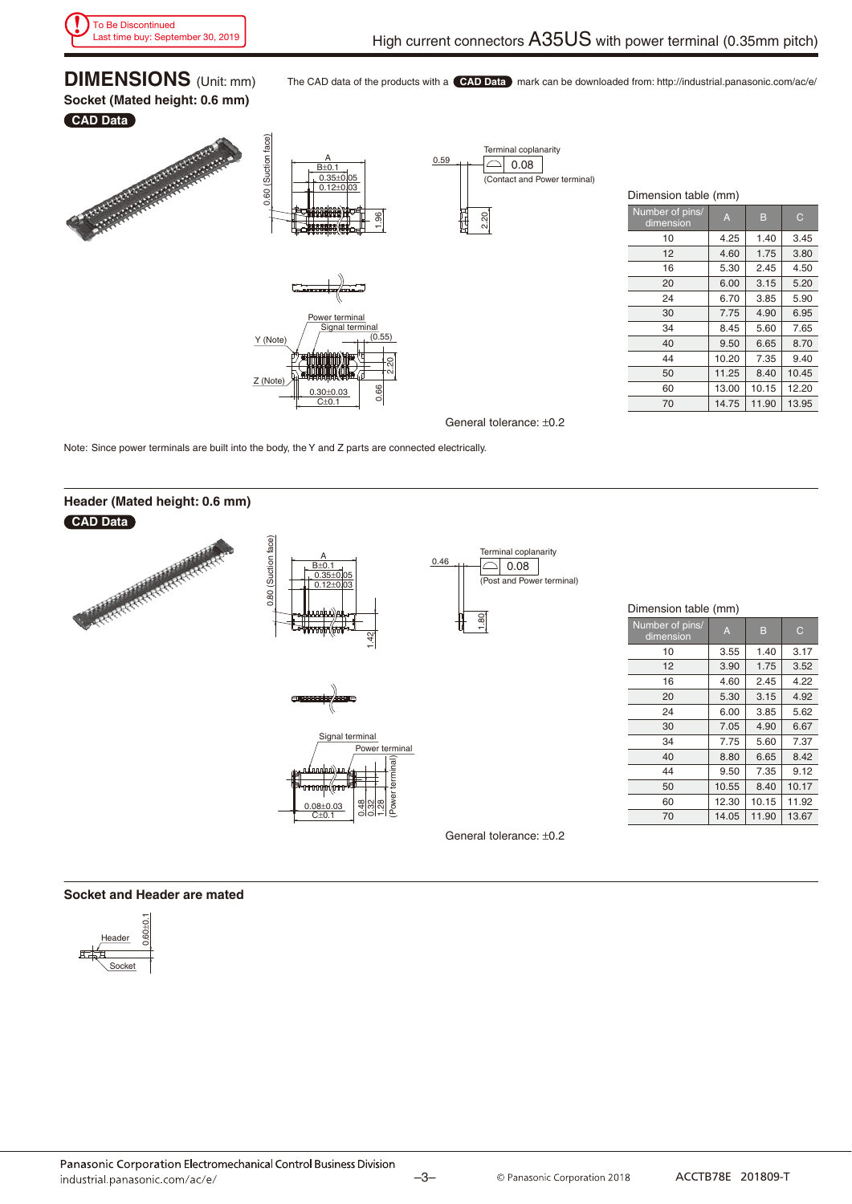To Be Discontinued
Last time buy: September 30, 2019

## DIMENSIONS (Unit: mm)

The CAD data of the products with a **CAD Data** mark can be downloaded from: http://industrial.panasonic.com/ac/e/

### Socket (Mated height: 0.6 mm)

**CAD Data**

Terminal coplanarity 0.08 (Contact and Power terminal)

Power terminal
Signal terminal
Y (Note)
Z (Note)

General tolerance: ±0.2

Dimension table (mm)

| Number of pins/ dimension | A | B | C |
|---|---|---|---|
| 10 | 4.25 | 1.40 | 3.45 |
| 12 | 4.60 | 1.75 | 3.80 |
| 16 | 5.30 | 2.45 | 4.50 |
| 20 | 6.00 | 3.15 | 5.20 |
| 24 | 6.70 | 3.85 | 5.90 |
| 30 | 7.75 | 4.90 | 6.95 |
| 34 | 8.45 | 5.60 | 7.65 |
| 40 | 9.50 | 6.65 | 8.70 |
| 44 | 10.20 | 7.35 | 9.40 |
| 50 | 11.25 | 8.40 | 10.45 |
| 60 | 13.00 | 10.15 | 12.20 |
| 70 | 14.75 | 11.90 | 13.95 |

Note: Since power terminals are built into the body, the Y and Z parts are connected electrically.

### Header (Mated height: 0.6 mm)

**CAD Data**

Terminal coplanarity 0.08 (Post and Power terminal)

Signal terminal
Power terminal

General tolerance: ±0.2

Dimension table (mm)

| Number of pins/ dimension | A | B | C |
|---|---|---|---|
| 10 | 3.55 | 1.40 | 3.17 |
| 12 | 3.90 | 1.75 | 3.52 |
| 16 | 4.60 | 2.45 | 4.22 |
| 20 | 5.30 | 3.15 | 4.92 |
| 24 | 6.00 | 3.85 | 5.62 |
| 30 | 7.05 | 4.90 | 6.67 |
| 34 | 7.75 | 5.60 | 7.37 |
| 40 | 8.80 | 6.65 | 8.42 |
| 44 | 9.50 | 7.35 | 9.12 |
| 50 | 10.55 | 8.40 | 10.17 |
| 60 | 12.30 | 10.15 | 11.92 |
| 70 | 14.05 | 11.90 | 13.67 |

### Socket and Header are mated

Header
Socket
0.60±0.1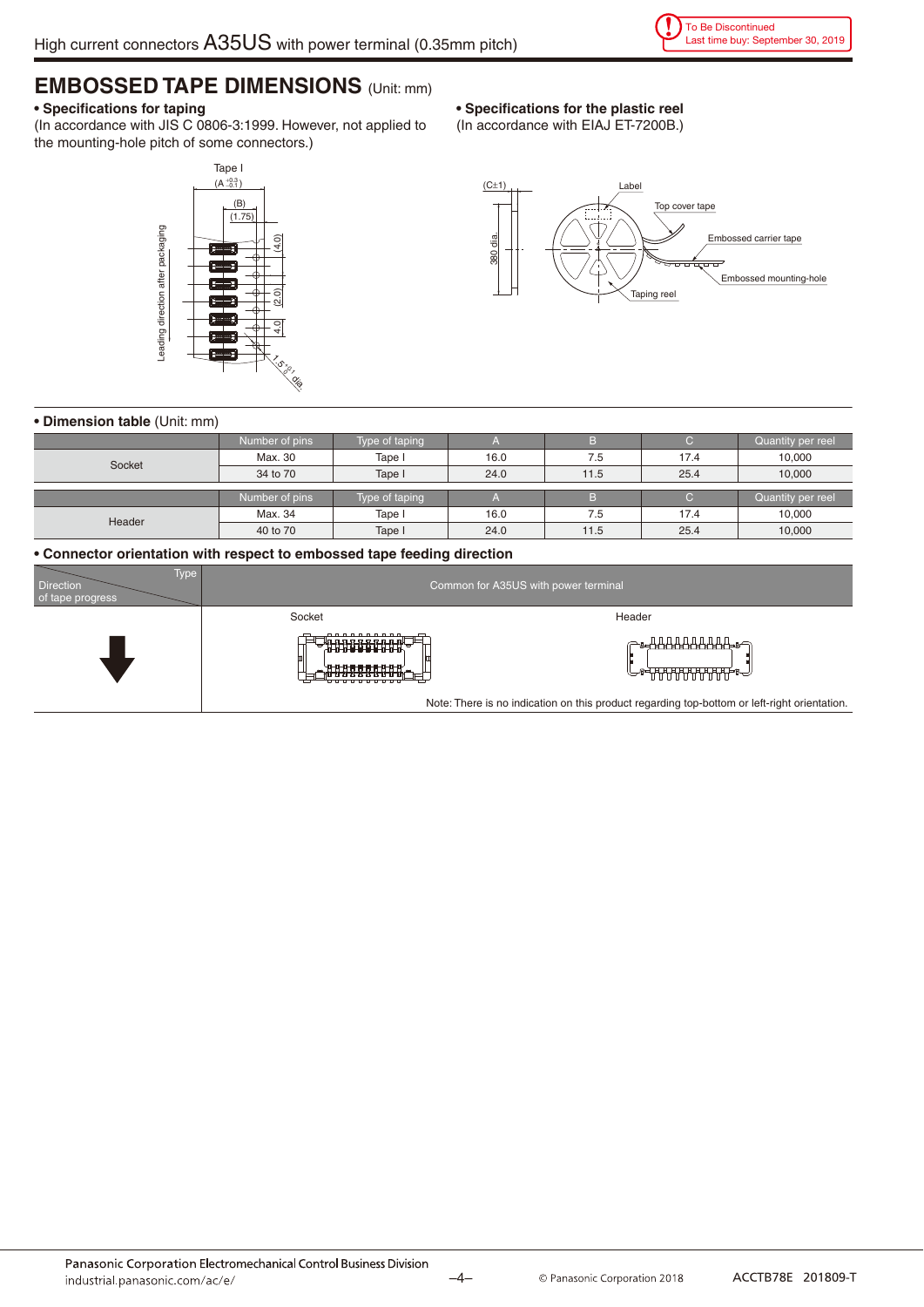# EMBOSSED TAPE DIMENSIONS (Unit: mm)

**• Specifications for taping**
(In accordance with JIS C 0806-3:1999. However, not applied to the mounting-hole pitch of some connectors.)

**• Specifications for the plastic reel**
(In accordance with EIAJ ET-7200B.)

**• Dimension table** (Unit: mm)

| | Number of pins | Type of taping | A | B | C | Quantity per reel |
|---|---|---|---|---|---|---|
| Socket | Max. 30 | Tape I | 16.0 | 7.5 | 17.4 | 10,000 |
| | 34 to 70 | Tape I | 24.0 | 11.5 | 25.4 | 10,000 |

| | Number of pins | Type of taping | A | B | C | Quantity per reel |
|---|---|---|---|---|---|---|
| Header | Max. 34 | Tape I | 16.0 | 7.5 | 17.4 | 10,000 |
| | 40 to 70 | Tape I | 24.0 | 11.5 | 25.4 | 10,000 |

**• Connector orientation with respect to embossed tape feeding direction**

| Type / Direction of tape progress | Common for A35US with power terminal | |
|---|---|---|
| ↓ | Socket | Header |

Note: There is no indication on this product regarding top-bottom or left-right orientation.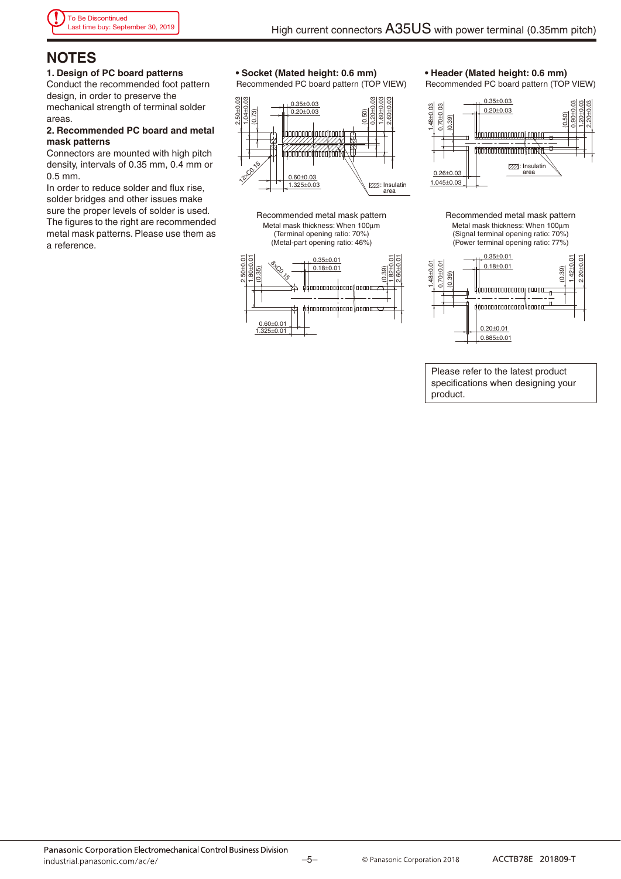To Be Discontinued
Last time buy: September 30, 2019

# NOTES

**1. Design of PC board patterns**

Conduct the recommended foot pattern design, in order to preserve the mechanical strength of terminal solder areas.

**2. Recommended PC board and metal mask patterns**

Connectors are mounted with high pitch density, intervals of 0.35 mm, 0.4 mm or 0.5 mm.

In order to reduce solder and flux rise, solder bridges and other issues make sure the proper levels of solder is used. The figures to the right are recommended metal mask patterns. Please use them as a reference.

**• Socket (Mated height: 0.6 mm)**

Recommended PC board pattern (TOP VIEW)

2.50±0.03, 1.04±0.03, (0.73), 0.35±0.03, 0.20±0.03, (0.50), 0.20±0.03, 1.60±0.03, 2.60±0.03, 12-C0.15, 0.60±0.03, 1.325±0.03, : Insulatin area

Recommended metal mask pattern
Metal mask thickness: When 100µm
(Terminal opening ratio: 70%)
(Metal-part opening ratio: 46%)

2.50±0.01, 1.80±0.01, (0.35), 8-C0.15, 0.35±0.01, 0.18±0.01, (0.39), 1.82±0.01, 2.60±0.01, 0.60±0.01, 1.325±0.01

**• Header (Mated height: 0.6 mm)**

Recommended PC board pattern (TOP VIEW)

1.48±0.03, 0.70±0.03, (0.39), 0.35±0.03, 0.20±0.03, (0.50), 0.90±0.03, 1.20±0.03, 2.20±0.03, : Insulatin area, 0.26±0.03, 1.045±0.03

Recommended metal mask pattern
Metal mask thickness: When 100µm
(Signal terminal opening ratio: 70%)
(Power terminal opening ratio: 77%)

1.48±0.01, 0.70±0.01, (0.39), 0.35±0.01, 0.18±0.01, (0.39), 1.42±0.01, 2.20±0.01, 0.20±0.01, 0.885±0.01

Please refer to the latest product specifications when designing your product.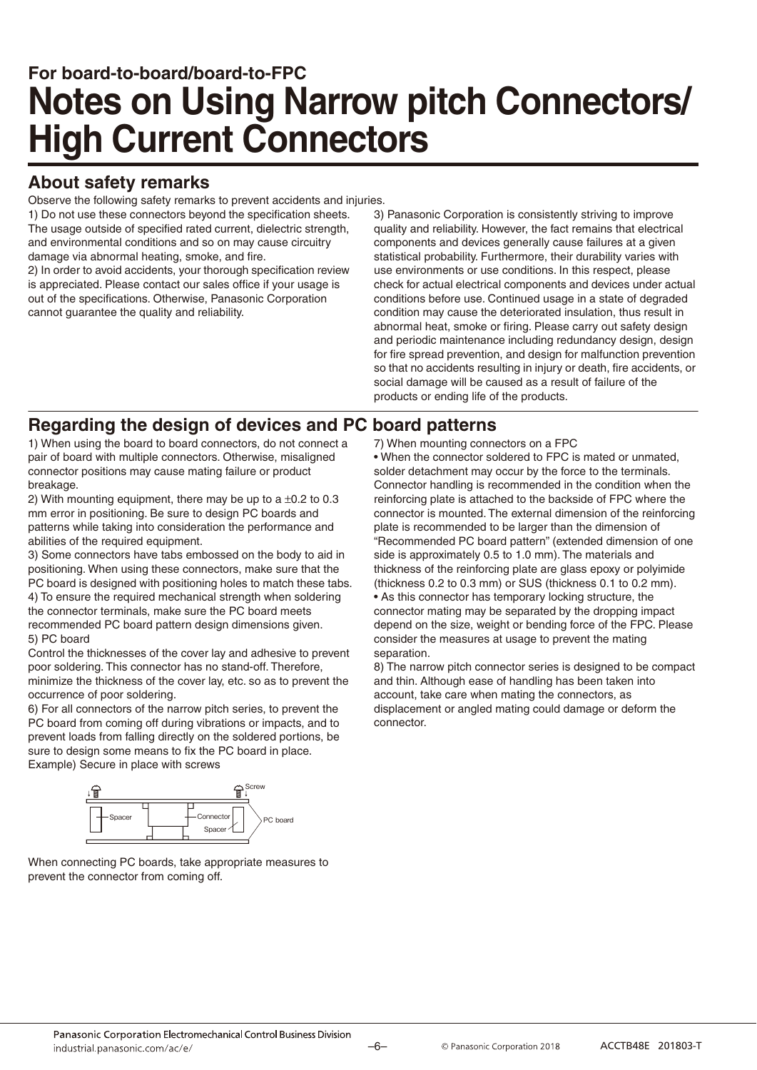For board-to-board/board-to-FPC

# Notes on Using Narrow pitch Connectors/ High Current Connectors

## About safety remarks

Observe the following safety remarks to prevent accidents and injuries.

1) Do not use these connectors beyond the specification sheets. The usage outside of specified rated current, dielectric strength, and environmental conditions and so on may cause circuitry damage via abnormal heating, smoke, and fire.

2) In order to avoid accidents, your thorough specification review is appreciated. Please contact our sales office if your usage is out of the specifications. Otherwise, Panasonic Corporation cannot guarantee the quality and reliability.

3) Panasonic Corporation is consistently striving to improve quality and reliability. However, the fact remains that electrical components and devices generally cause failures at a given statistical probability. Furthermore, their durability varies with use environments or use conditions. In this respect, please check for actual electrical components and devices under actual conditions before use. Continued usage in a state of degraded condition may cause the deteriorated insulation, thus result in abnormal heat, smoke or firing. Please carry out safety design and periodic maintenance including redundancy design, design for fire spread prevention, and design for malfunction prevention so that no accidents resulting in injury or death, fire accidents, or social damage will be caused as a result of failure of the products or ending life of the products.

## Regarding the design of devices and PC board patterns

1) When using the board to board connectors, do not connect a pair of board with multiple connectors. Otherwise, misaligned connector positions may cause mating failure or product breakage.

2) With mounting equipment, there may be up to a ±0.2 to 0.3 mm error in positioning. Be sure to design PC boards and patterns while taking into consideration the performance and abilities of the required equipment.

3) Some connectors have tabs embossed on the body to aid in positioning. When using these connectors, make sure that the PC board is designed with positioning holes to match these tabs.

4) To ensure the required mechanical strength when soldering the connector terminals, make sure the PC board meets recommended PC board pattern design dimensions given.

5) PC board

Control the thicknesses of the cover lay and adhesive to prevent poor soldering. This connector has no stand-off. Therefore, minimize the thickness of the cover lay, etc. so as to prevent the occurrence of poor soldering.

6) For all connectors of the narrow pitch series, to prevent the PC board from coming off during vibrations or impacts, and to prevent loads from falling directly on the soldered portions, be sure to design some means to fix the PC board in place.

Example) Secure in place with screws

Screw / Spacer / Connector / Spacer / PC board

When connecting PC boards, take appropriate measures to prevent the connector from coming off.

7) When mounting connectors on a FPC

• When the connector soldered to FPC is mated or unmated, solder detachment may occur by the force to the terminals. Connector handling is recommended in the condition when the reinforcing plate is attached to the backside of FPC where the connector is mounted. The external dimension of the reinforcing plate is recommended to be larger than the dimension of "Recommended PC board pattern" (extended dimension of one side is approximately 0.5 to 1.0 mm). The materials and thickness of the reinforcing plate are glass epoxy or polyimide (thickness 0.2 to 0.3 mm) or SUS (thickness 0.1 to 0.2 mm).

• As this connector has temporary locking structure, the connector mating may be separated by the dropping impact depend on the size, weight or bending force of the FPC. Please consider the measures at usage to prevent the mating separation.

8) The narrow pitch connector series is designed to be compact and thin. Although ease of handling has been taken into account, take care when mating the connectors, as displacement or angled mating could damage or deform the connector.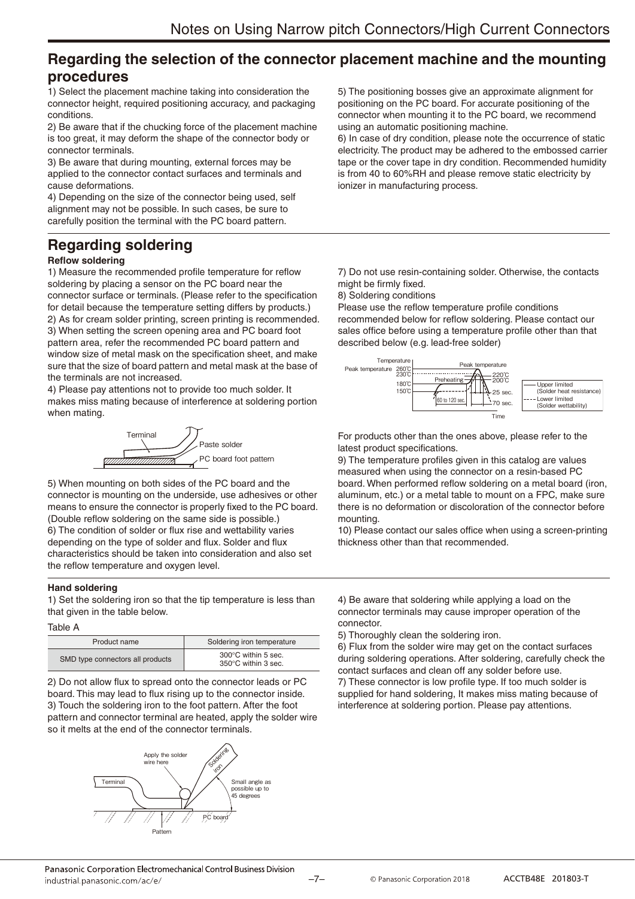## Regarding the selection of the connector placement machine and the mounting procedures

1) Select the placement machine taking into consideration the connector height, required positioning accuracy, and packaging conditions.
2) Be aware that if the chucking force of the placement machine is too great, it may deform the shape of the connector body or connector terminals.
3) Be aware that during mounting, external forces may be applied to the connector contact surfaces and terminals and cause deformations.
4) Depending on the size of the connector being used, self alignment may not be possible. In such cases, be sure to carefully position the terminal with the PC board pattern.
5) The positioning bosses give an approximate alignment for positioning on the PC board. For accurate positioning of the connector when mounting it to the PC board, we recommend using an automatic positioning machine.
6) In case of dry condition, please note the occurrence of static electricity. The product may be adhered to the embossed carrier tape or the cover tape in dry condition. Recommended humidity is from 40 to 60%RH and please remove static electricity by ionizer in manufacturing process.

## Regarding soldering

**Reflow soldering**

1) Measure the recommended profile temperature for reflow soldering by placing a sensor on the PC board near the connector surface or terminals. (Please refer to the specification for detail because the temperature setting differs by products.)
2) As for cream solder printing, screen printing is recommended.
3) When setting the screen opening area and PC board foot pattern area, refer the recommended PC board pattern and window size of metal mask on the specification sheet, and make sure that the size of board pattern and metal mask at the base of the terminals are not increased.
4) Please pay attentions not to provide too much solder. It makes miss mating because of interference at soldering portion when mating.

Terminal
Paste solder
PC board foot pattern

5) When mounting on both sides of the PC board and the connector is mounting on the underside, use adhesives or other means to ensure the connector is properly fixed to the PC board. (Double reflow soldering on the same side is possible.)
6) The condition of solder or flux rise and wettability varies depending on the type of solder and flux. Solder and flux characteristics should be taken into consideration and also set the reflow temperature and oxygen level.
7) Do not use resin-containing solder. Otherwise, the contacts might be firmly fixed.
8) Soldering conditions
Please use the reflow temperature profile conditions recommended below for reflow soldering. Please contact our sales office before using a temperature profile other than that described below (e.g. lead-free solder)

Temperature
Peak temperature 260℃ 230℃
Peak temperature
Preheating
220℃
200℃
180℃
150℃
60 to 120 sec.
25 sec.
70 sec.
Time
Upper limited (Solder heat resistance)
Lower limited (Solder wettability)

For products other than the ones above, please refer to the latest product specifications.
9) The temperature profiles given in this catalog are values measured when using the connector on a resin-based PC board. When performed reflow soldering on a metal board (iron, aluminum, etc.) or a metal table to mount on a FPC, make sure there is no deformation or discoloration of the connector before mounting.
10) Please contact our sales office when using a screen-printing thickness other than that recommended.

**Hand soldering**

1) Set the soldering iron so that the tip temperature is less than that given in the table below.

Table A

| Product name | Soldering iron temperature |
|---|---|
| SMD type connectors all products | 300°C within 5 sec.<br>350°C within 3 sec. |

2) Do not allow flux to spread onto the connector leads or PC board. This may lead to flux rising up to the connector inside.
3) Touch the soldering iron to the foot pattern. After the foot pattern and connector terminal are heated, apply the solder wire so it melts at the end of the connector terminals.

Apply the solder wire here
Soldering iron
Terminal
Small angle as possible up to 45 degrees
PC board
Pattern

4) Be aware that soldering while applying a load on the connector terminals may cause improper operation of the connector.
5) Thoroughly clean the soldering iron.
6) Flux from the solder wire may get on the contact surfaces during soldering operations. After soldering, carefully check the contact surfaces and clean off any solder before use.
7) These connector is low profile type. If too much solder is supplied for hand soldering, It makes miss mating because of interference at soldering portion. Please pay attentions.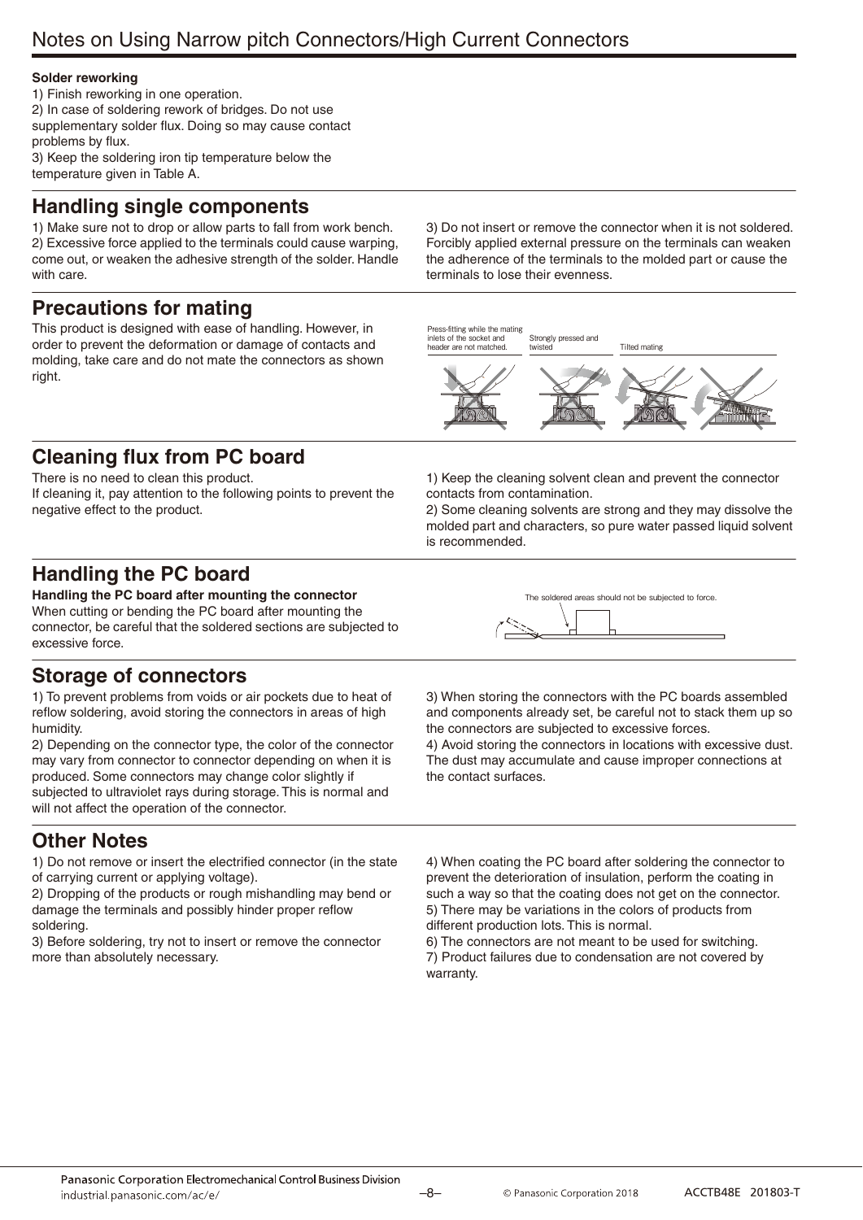# Notes on Using Narrow pitch Connectors/High Current Connectors

**Solder reworking**

1) Finish reworking in one operation.
2) In case of soldering rework of bridges. Do not use supplementary solder flux. Doing so may cause contact problems by flux.
3) Keep the soldering iron tip temperature below the temperature given in Table A.

## Handling single components

1) Make sure not to drop or allow parts to fall from work bench.
2) Excessive force applied to the terminals could cause warping, come out, or weaken the adhesive strength of the solder. Handle with care.
3) Do not insert or remove the connector when it is not soldered. Forcibly applied external pressure on the terminals can weaken the adherence of the terminals to the molded part or cause the terminals to lose their evenness.

## Precautions for mating

This product is designed with ease of handling. However, in order to prevent the deformation or damage of contacts and molding, take care and do not mate the connectors as shown right.

Press-fitting while the mating inlets of the socket and header are not matched. Strongly pressed and twisted Tilted mating

## Cleaning flux from PC board

There is no need to clean this product.
If cleaning it, pay attention to the following points to prevent the negative effect to the product.

1) Keep the cleaning solvent clean and prevent the connector contacts from contamination.
2) Some cleaning solvents are strong and they may dissolve the molded part and characters, so pure water passed liquid solvent is recommended.

## Handling the PC board

**Handling the PC board after mounting the connector**

When cutting or bending the PC board after mounting the connector, be careful that the soldered sections are subjected to excessive force.

The soldered areas should not be subjected to force.

## Storage of connectors

1) To prevent problems from voids or air pockets due to heat of reflow soldering, avoid storing the connectors in areas of high humidity.
2) Depending on the connector type, the color of the connector may vary from connector to connector depending on when it is produced. Some connectors may change color slightly if subjected to ultraviolet rays during storage. This is normal and will not affect the operation of the connector.
3) When storing the connectors with the PC boards assembled and components already set, be careful not to stack them up so the connectors are subjected to excessive forces.
4) Avoid storing the connectors in locations with excessive dust. The dust may accumulate and cause improper connections at the contact surfaces.

## Other Notes

1) Do not remove or insert the electrified connector (in the state of carrying current or applying voltage).
2) Dropping of the products or rough mishandling may bend or damage the terminals and possibly hinder proper reflow soldering.
3) Before soldering, try not to insert or remove the connector more than absolutely necessary.
4) When coating the PC board after soldering the connector to prevent the deterioration of insulation, perform the coating in such a way so that the coating does not get on the connector.
5) There may be variations in the colors of products from different production lots. This is normal.
6) The connectors are not meant to be used for switching.
7) Product failures due to condensation are not covered by warranty.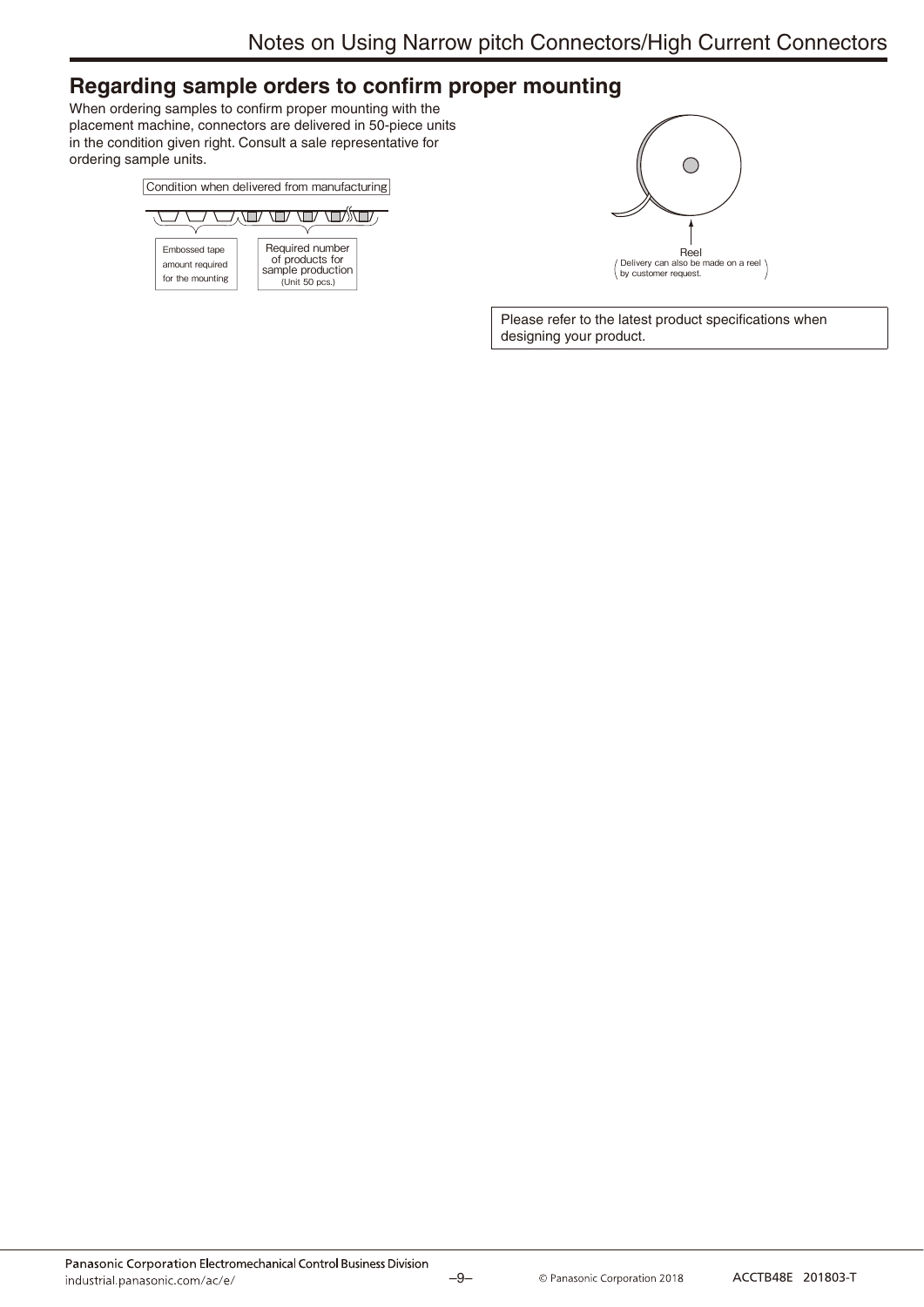## Regarding sample orders to confirm proper mounting

When ordering samples to confirm proper mounting with the placement machine, connectors are delivered in 50-piece units in the condition given right. Consult a sale representative for ordering sample units.

Condition when delivered from manufacturing

Embossed tape amount required for the mounting

Required number of products for sample production (Unit 50 pcs.)

Reel

(Delivery can also be made on a reel by customer request.)

Please refer to the latest product specifications when designing your product.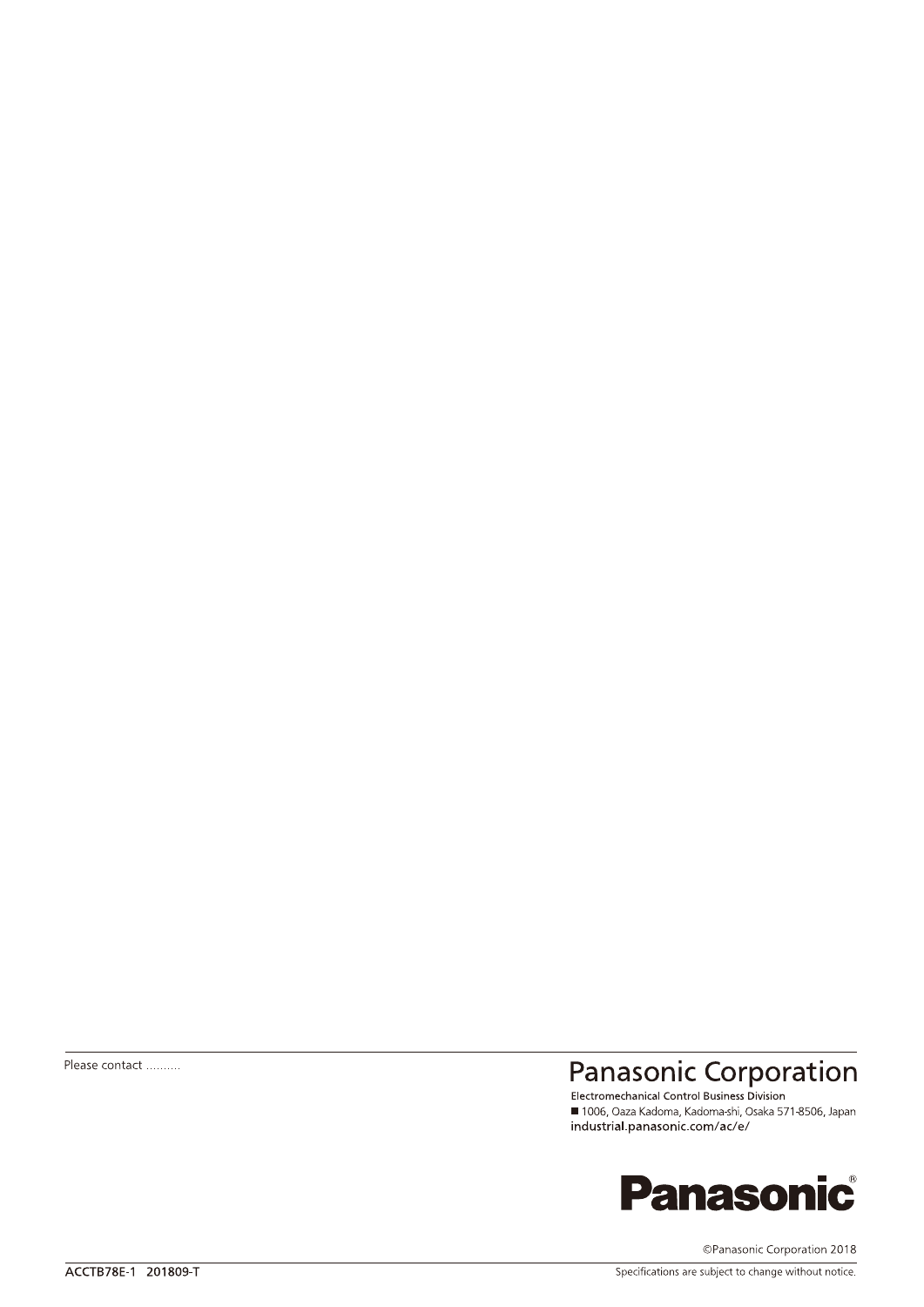Please contact ..........

**Panasonic Corporation**

Electromechanical Control Business Division

■ 1006, Oaza Kadoma, Kadoma-shi, Osaka 571-8506, Japan

industrial.panasonic.com/ac/e/

**Panasonic**®

©Panasonic Corporation 2018

ACCTB78E-1 201809-T

Specifications are subject to change without notice.